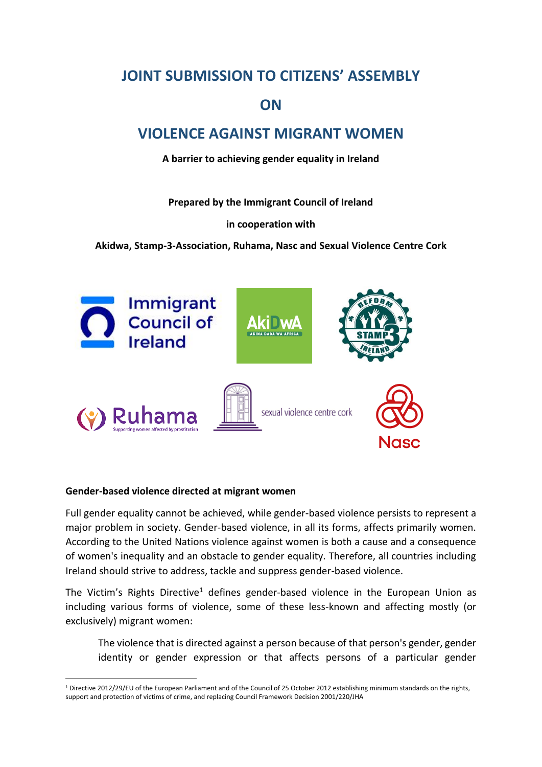# JOINT SUBMISSION TO CITIZENS' ASSEMBLY

# ON

# VIOLENCE AGAINST MIGRANT WOMEN

**A barrier to achieving gender equality in Ireland**

**Prepared by the Immigrant Council of Ireland**

**in cooperation with**

**Akidwa, Stamp-3-Association, Ruhama, Nasc and Sexual Violence Centre Cork**

## Gender-based violence directed at migrant women

Full gender equality cannot be achieved, while gender-based violence persists to represent a major problem in society. Gender-based violence, in all its forms, affects primarily women. According to the United Nations violence against women is both a cause and a consequence of women's inequality and an obstacle to gender equality. Therefore, all countries including Ireland should strive to address, tackle and suppress gender-based violence.

The Victim's Rights Directive[1] defines gender-based violence in the European Union as including various forms of violence, some of these less-known and affecting mostly (or exclusively) migrant women:

> The violence that is directed against a person because of that person's gender, gender identity or gender expression or that affects persons of a particular gender

[1] Directive 2012/29/EU of the European Parliament and of the Council of 25 October 2012 establishing minimum standards on the rights, support and protection of victims of crime, and replacing Council Framework Decision 2001/220/JHA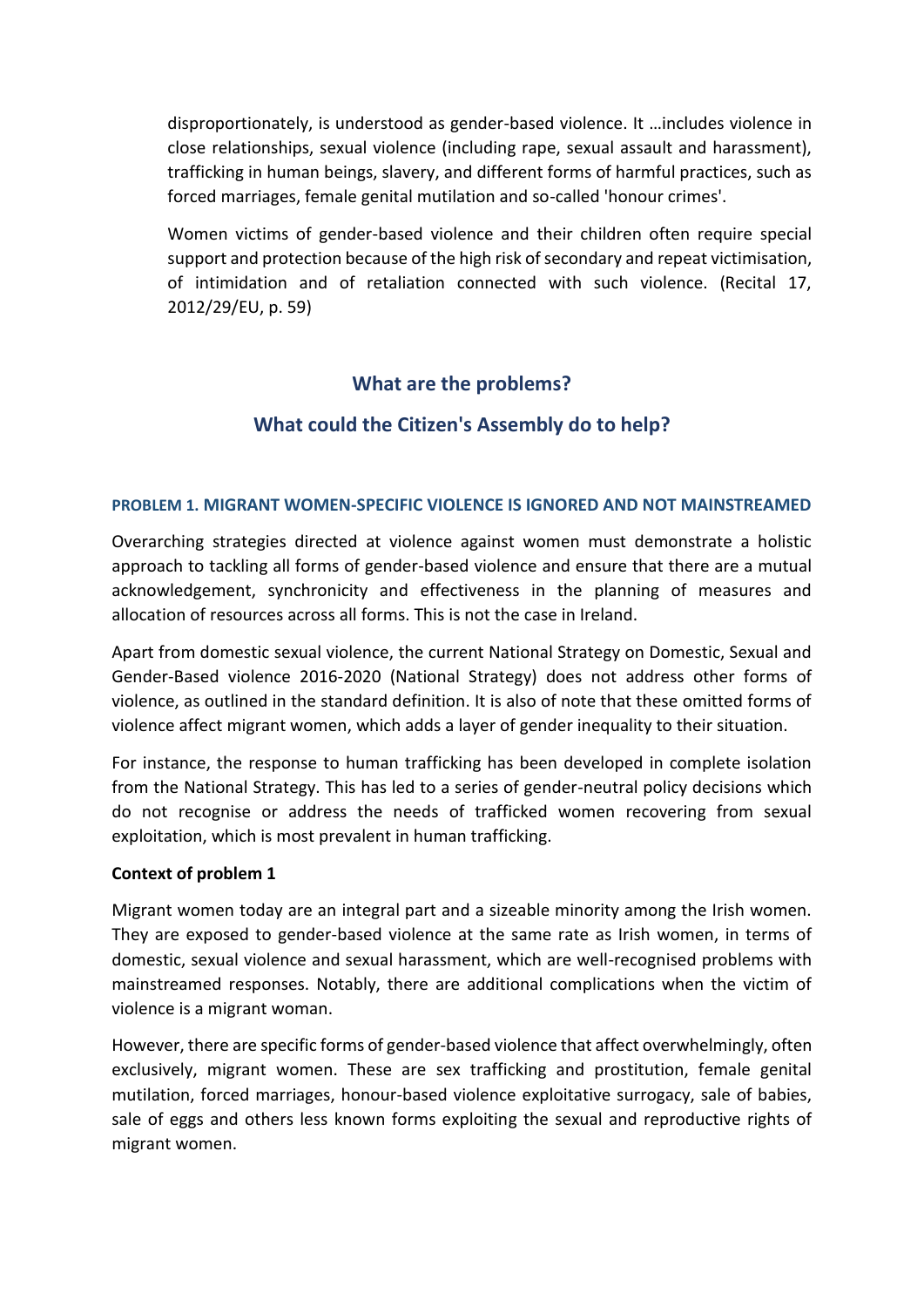disproportionately, is understood as gender-based violence. It …includes violence in close relationships, sexual violence (including rape, sexual assault and harassment), trafficking in human beings, slavery, and different forms of harmful practices, such as forced marriages, female genital mutilation and so-called 'honour crimes'.

Women victims of gender-based violence and their children often require special support and protection because of the high risk of secondary and repeat victimisation, of intimidation and of retaliation connected with such violence. (Recital 17, 2012/29/EU, p. 59)

## What are the problems?

## What could the Citizen's Assembly do to help?

### PROBLEM 1. MIGRANT WOMEN-SPECIFIC VIOLENCE IS IGNORED AND NOT MAINSTREAMED

Overarching strategies directed at violence against women must demonstrate a holistic approach to tackling all forms of gender-based violence and ensure that there are a mutual acknowledgement, synchronicity and effectiveness in the planning of measures and allocation of resources across all forms. This is not the case in Ireland.

Apart from domestic sexual violence, the current National Strategy on Domestic, Sexual and Gender-Based violence 2016-2020 (National Strategy) does not address other forms of violence, as outlined in the standard definition. It is also of note that these omitted forms of violence affect migrant women, which adds a layer of gender inequality to their situation.

For instance, the response to human trafficking has been developed in complete isolation from the National Strategy. This has led to a series of gender-neutral policy decisions which do not recognise or address the needs of trafficked women recovering from sexual exploitation, which is most prevalent in human trafficking.

**Context of problem 1**

Migrant women today are an integral part and a sizeable minority among the Irish women. They are exposed to gender-based violence at the same rate as Irish women, in terms of domestic, sexual violence and sexual harassment, which are well-recognised problems with mainstreamed responses. Notably, there are additional complications when the victim of violence is a migrant woman.

However, there are specific forms of gender-based violence that affect overwhelmingly, often exclusively, migrant women. These are sex trafficking and prostitution, female genital mutilation, forced marriages, honour-based violence exploitative surrogacy, sale of babies, sale of eggs and others less known forms exploiting the sexual and reproductive rights of migrant women.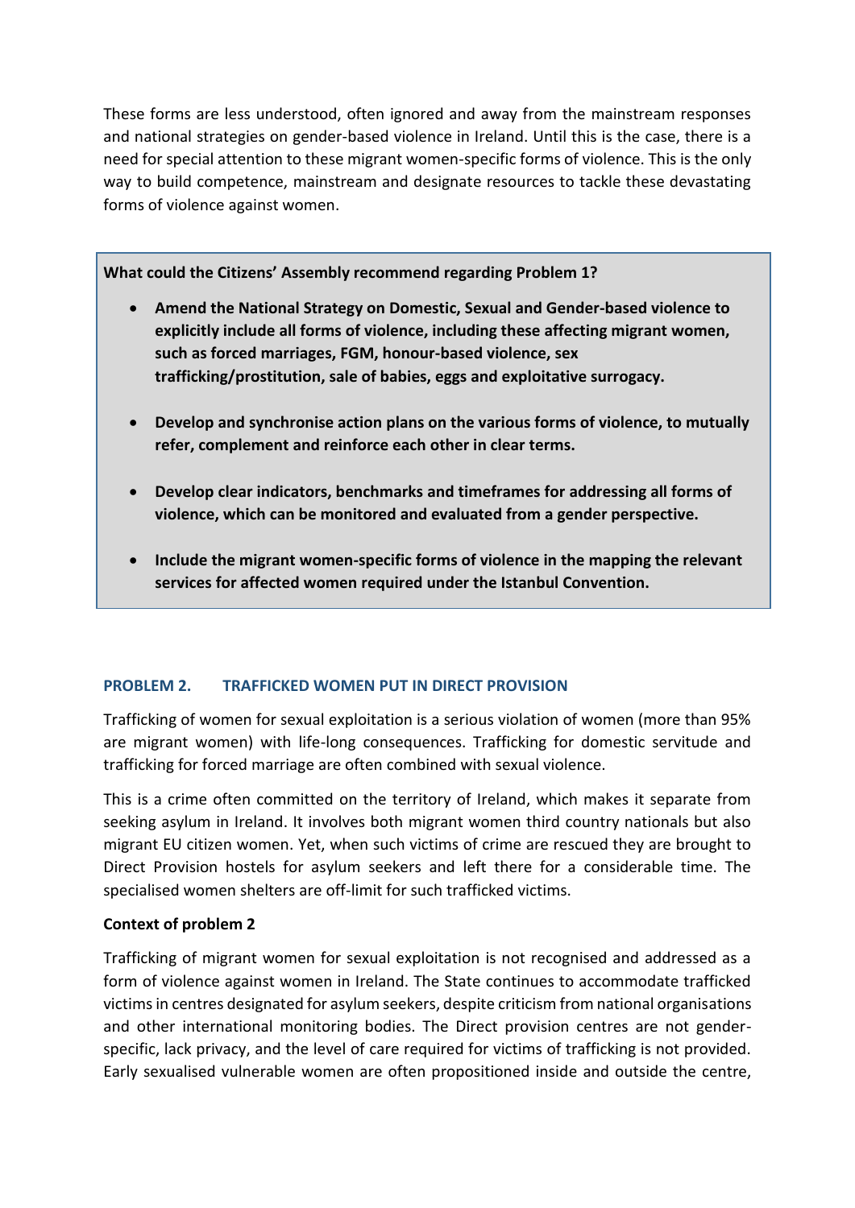These forms are less understood, often ignored and away from the mainstream responses and national strategies on gender-based violence in Ireland. Until this is the case, there is a need for special attention to these migrant women-specific forms of violence. This is the only way to build competence, mainstream and designate resources to tackle these devastating forms of violence against women.

**What could the Citizens' Assembly recommend regarding Problem 1?**

- **Amend the National Strategy on Domestic, Sexual and Gender-based violence to explicitly include all forms of violence, including these affecting migrant women, such as forced marriages, FGM, honour-based violence, sex trafficking/prostitution, sale of babies, eggs and exploitative surrogacy.**
- **Develop and synchronise action plans on the various forms of violence, to mutually refer, complement and reinforce each other in clear terms.**
- **Develop clear indicators, benchmarks and timeframes for addressing all forms of violence, which can be monitored and evaluated from a gender perspective.**
- **Include the migrant women-specific forms of violence in the mapping the relevant services for affected women required under the Istanbul Convention.**

## PROBLEM 2. TRAFFICKED WOMEN PUT IN DIRECT PROVISION

Trafficking of women for sexual exploitation is a serious violation of women (more than 95% are migrant women) with life-long consequences. Trafficking for domestic servitude and trafficking for forced marriage are often combined with sexual violence.

This is a crime often committed on the territory of Ireland, which makes it separate from seeking asylum in Ireland. It involves both migrant women third country nationals but also migrant EU citizen women. Yet, when such victims of crime are rescued they are brought to Direct Provision hostels for asylum seekers and left there for a considerable time. The specialised women shelters are off-limit for such trafficked victims.

**Context of problem 2**

Trafficking of migrant women for sexual exploitation is not recognised and addressed as a form of violence against women in Ireland. The State continues to accommodate trafficked victims in centres designated for asylum seekers, despite criticism from national organisations and other international monitoring bodies. The Direct provision centres are not gender-specific, lack privacy, and the level of care required for victims of trafficking is not provided. Early sexualised vulnerable women are often propositioned inside and outside the centre,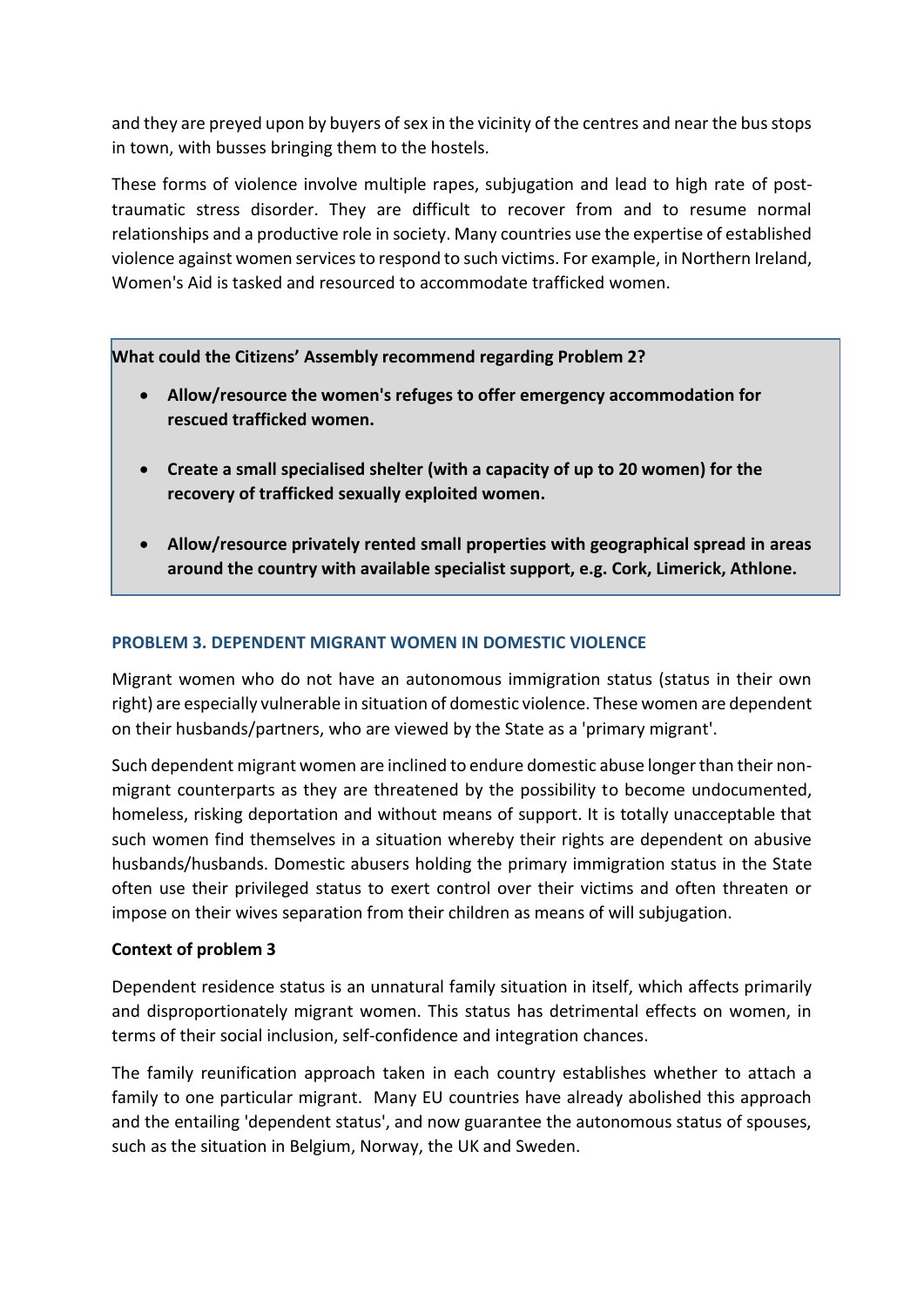and they are preyed upon by buyers of sex in the vicinity of the centres and near the bus stops in town, with busses bringing them to the hostels.

These forms of violence involve multiple rapes, subjugation and lead to high rate of post-traumatic stress disorder. They are difficult to recover from and to resume normal relationships and a productive role in society. Many countries use the expertise of established violence against women services to respond to such victims. For example, in Northern Ireland, Women's Aid is tasked and resourced to accommodate trafficked women.

**What could the Citizens' Assembly recommend regarding Problem 2?**

- **Allow/resource the women's refuges to offer emergency accommodation for rescued trafficked women.**
- **Create a small specialised shelter (with a capacity of up to 20 women) for the recovery of trafficked sexually exploited women.**
- **Allow/resource privately rented small properties with geographical spread in areas around the country with available specialist support, e.g. Cork, Limerick, Athlone.**

## PROBLEM 3. DEPENDENT MIGRANT WOMEN IN DOMESTIC VIOLENCE

Migrant women who do not have an autonomous immigration status (status in their own right) are especially vulnerable in situation of domestic violence. These women are dependent on their husbands/partners, who are viewed by the State as a 'primary migrant'.

Such dependent migrant women are inclined to endure domestic abuse longer than their non-migrant counterparts as they are threatened by the possibility to become undocumented, homeless, risking deportation and without means of support. It is totally unacceptable that such women find themselves in a situation whereby their rights are dependent on abusive husbands/husbands. Domestic abusers holding the primary immigration status in the State often use their privileged status to exert control over their victims and often threaten or impose on their wives separation from their children as means of will subjugation.

### Context of problem 3

Dependent residence status is an unnatural family situation in itself, which affects primarily and disproportionately migrant women. This status has detrimental effects on women, in terms of their social inclusion, self-confidence and integration chances.

The family reunification approach taken in each country establishes whether to attach a family to one particular migrant. Many EU countries have already abolished this approach and the entailing 'dependent status', and now guarantee the autonomous status of spouses, such as the situation in Belgium, Norway, the UK and Sweden.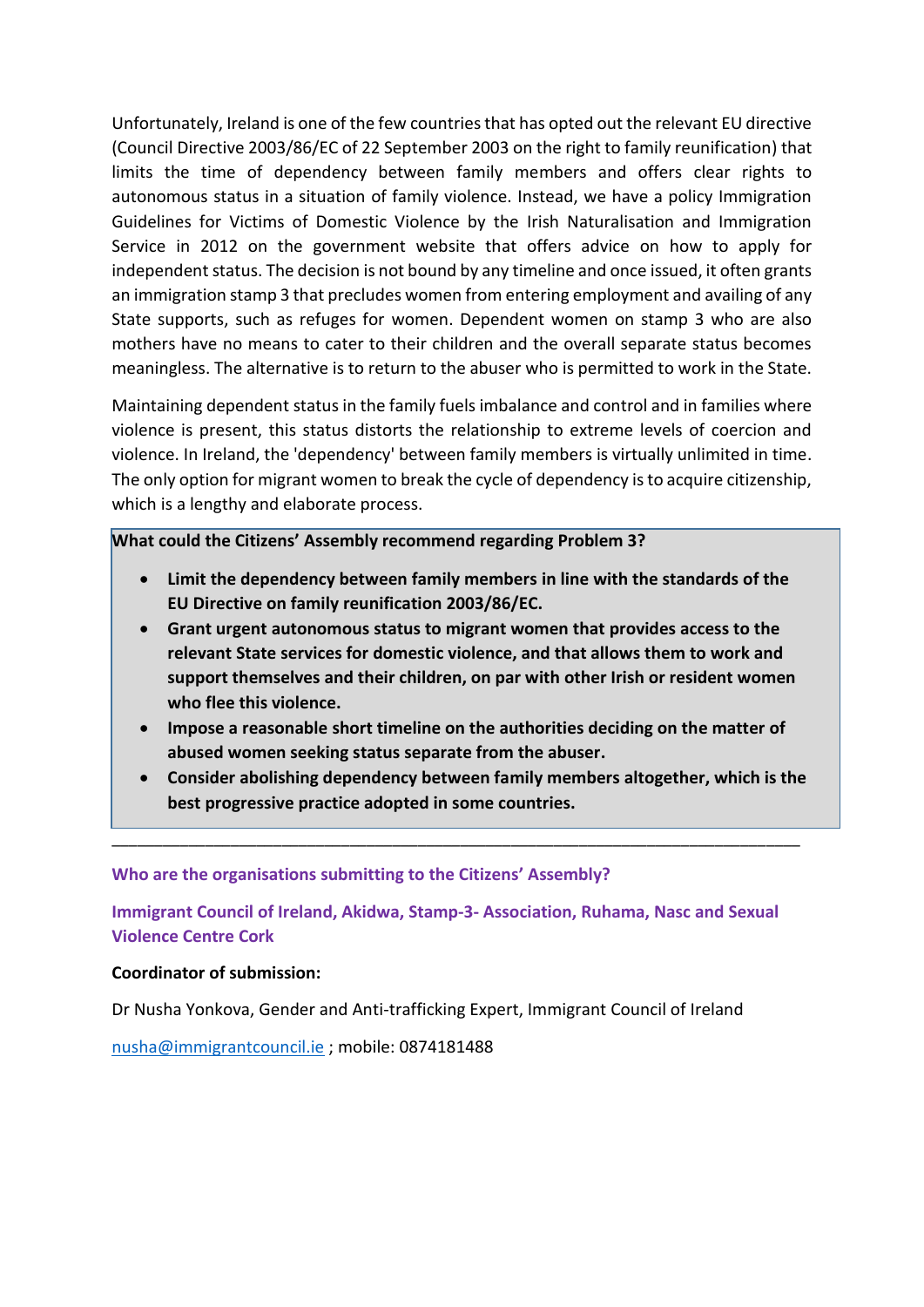Unfortunately, Ireland is one of the few countries that has opted out the relevant EU directive (Council Directive 2003/86/EC of 22 September 2003 on the right to family reunification) that limits the time of dependency between family members and offers clear rights to autonomous status in a situation of family violence. Instead, we have a policy Immigration Guidelines for Victims of Domestic Violence by the Irish Naturalisation and Immigration Service in 2012 on the government website that offers advice on how to apply for independent status. The decision is not bound by any timeline and once issued, it often grants an immigration stamp 3 that precludes women from entering employment and availing of any State supports, such as refuges for women. Dependent women on stamp 3 who are also mothers have no means to cater to their children and the overall separate status becomes meaningless. The alternative is to return to the abuser who is permitted to work in the State.

Maintaining dependent status in the family fuels imbalance and control and in families where violence is present, this status distorts the relationship to extreme levels of coercion and violence. In Ireland, the 'dependency' between family members is virtually unlimited in time. The only option for migrant women to break the cycle of dependency is to acquire citizenship, which is a lengthy and elaborate process.

**What could the Citizens' Assembly recommend regarding Problem 3?**

- **Limit the dependency between family members in line with the standards of the EU Directive on family reunification 2003/86/EC.**
- **Grant urgent autonomous status to migrant women that provides access to the relevant State services for domestic violence, and that allows them to work and support themselves and their children, on par with other Irish or resident women who flee this violence.**
- **Impose a reasonable short timeline on the authorities deciding on the matter of abused women seeking status separate from the abuser.**
- **Consider abolishing dependency between family members altogether, which is the best progressive practice adopted in some countries.**

---

**Who are the organisations submitting to the Citizens' Assembly?**

**Immigrant Council of Ireland, Akidwa, Stamp-3- Association, Ruhama, Nasc and Sexual Violence Centre Cork**

**Coordinator of submission:**

Dr Nusha Yonkova, Gender and Anti-trafficking Expert, Immigrant Council of Ireland

nusha@immigrantcouncil.ie ; mobile: 0874181488